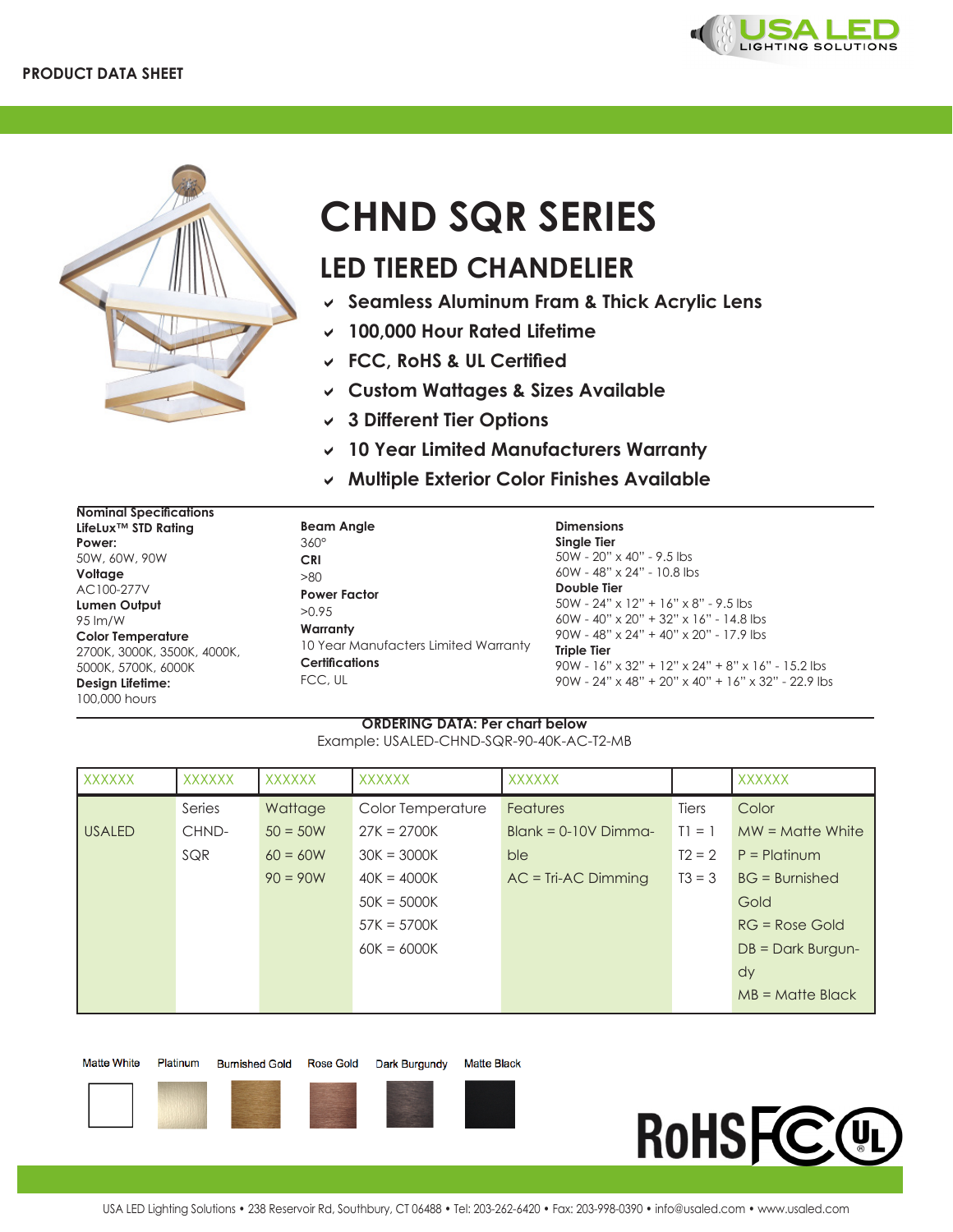PRODUCT DATA SHEET

# CHND SQR SERIES

## LED TIERED CHANDELIER

- Seamless Aluminum Fram & Thick Acrylic Lens
- 100,000 Hour Rated Lifetime
- FCC, RoHS & UL Certified
- Custom Wattages & Sizes Available
- 3 Different Tier Options
- 10 Year Limited Manufacturers Warranty
- Multiple Exterior Color Finishes Available

**Nominal Specifications**

**LifeLux™ STD Rating**

**Power:**
50W, 60W, 90W

**Voltage**
AC100-277V

**Lumen Output**
95 lm/W

**Color Temperature**
2700K, 3000K, 3500K, 4000K, 5000K, 5700K, 6000K

**Design Lifetime:**
100,000 hours

**Beam Angle**
360°

**CRI**
>80

**Power Factor**
>0.95

**Warranty**
10 Year Manufacters Limited Warranty

**Certifications**
FCC, UL

**Dimensions**

**Single Tier**
50W - 20" x 40" - 9.5 lbs
60W - 48" x 24" - 10.8 lbs

**Double Tier**
50W - 24" x 12" + 16" x 8" - 9.5 lbs
60W - 40" x 20" + 32" x 16" - 14.8 lbs
90W - 48" x 24" + 40" x 20" - 17.9 lbs

**Triple Tier**
90W - 16" x 32" + 12" x 24" + 8" x 16" - 15.2 lbs
90W - 24" x 48" + 20" x 40" + 16" x 32" - 22.9 lbs

**ORDERING DATA: Per chart below**

Example: USALED-CHND-SQR-90-40K-AC-T2-MB

| XXXXXX | XXXXXX | XXXXXX | XXXXXX | XXXXXX | | XXXXXX |
|---|---|---|---|---|---|---|
| | Series | Wattage | Color Temperature | Features | Tiers | Color |
| USALED | CHND-SQR | 50 = 50W | 27K = 2700K | Blank = 0-10V Dimmable | T1 = 1 | MW = Matte White |
| | | 60 = 60W | 30K = 3000K | AC = Tri-AC Dimming | T2 = 2 | P = Platinum |
| | | 90 = 90W | 40K = 4000K | | T3 = 3 | BG = Burnished Gold |
| | | | 50K = 5000K | | | RG = Rose Gold |
| | | | 57K = 5700K | | | DB = Dark Burgundy |
| | | | 60K = 6000K | | | MB = Matte Black |

Matte White | Platinum | Burnished Gold | Rose Gold | Dark Burgundy | Matte Black

RoHS FC UL

USA LED Lighting Solutions • 238 Reservoir Rd, Southbury, CT 06488 • Tel: 203-262-6420 • Fax: 203-998-0390 • info@usaled.com • www.usaled.com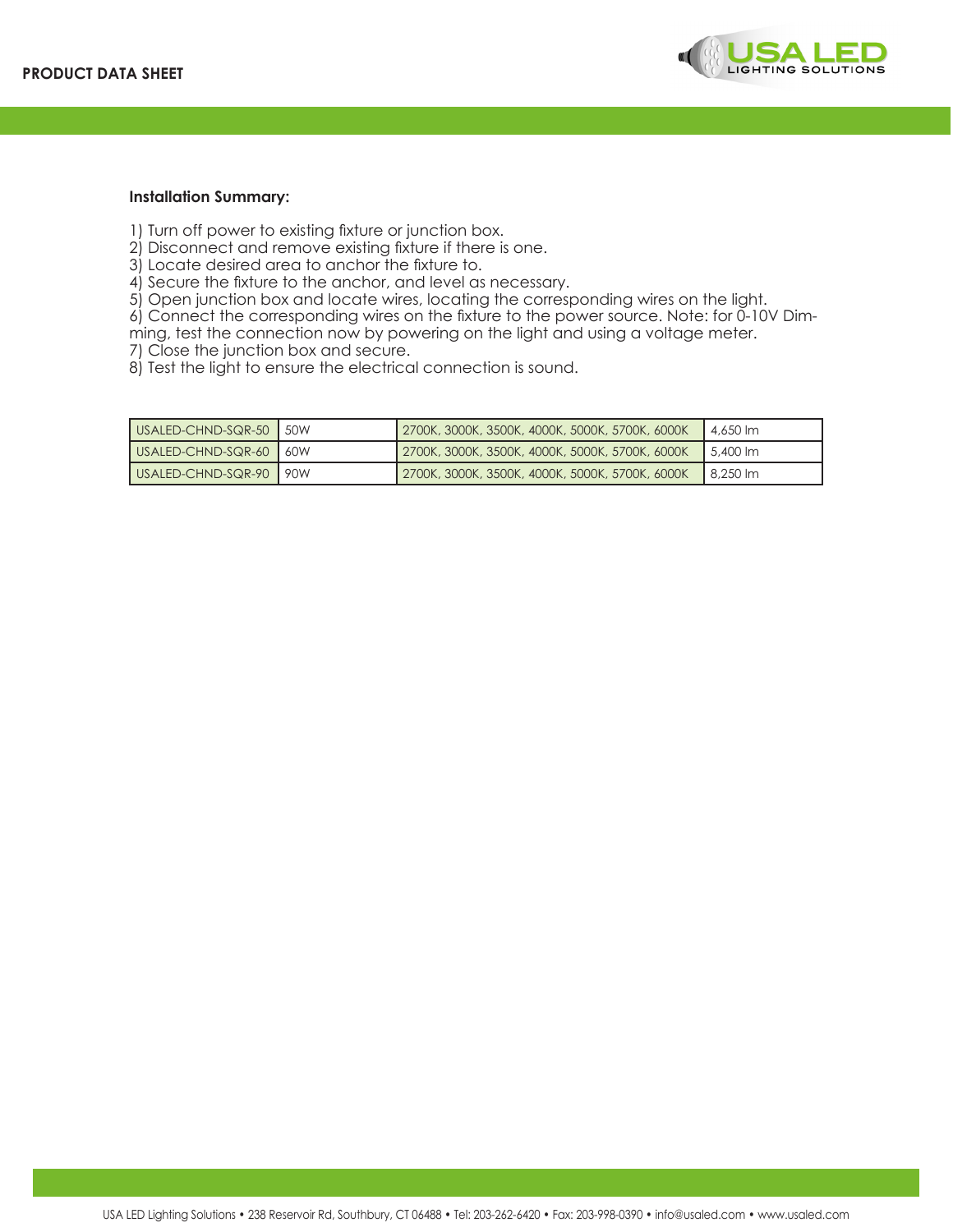**Installation Summary:**

1) Turn off power to existing fixture or junction box.
2) Disconnect and remove existing fixture if there is one.
3) Locate desired area to anchor the fixture to.
4) Secure the fixture to the anchor, and level as necessary.
5) Open junction box and locate wires, locating the corresponding wires on the light.
6) Connect the corresponding wires on the fixture to the power source. Note: for 0-10V Dimming, test the connection now by powering on the light and using a voltage meter.
7) Close the junction box and secure.
8) Test the light to ensure the electrical connection is sound.

| | | | |
|---|---|---|---|
| USALED-CHND-SQR-50 | 50W | 2700K, 3000K, 3500K, 4000K, 5000K, 5700K, 6000K | 4,650 lm |
| USALED-CHND-SQR-60 | 60W | 2700K, 3000K, 3500K, 4000K, 5000K, 5700K, 6000K | 5,400 lm |
| USALED-CHND-SQR-90 | 90W | 2700K, 3000K, 3500K, 4000K, 5000K, 5700K, 6000K | 8,250 lm |